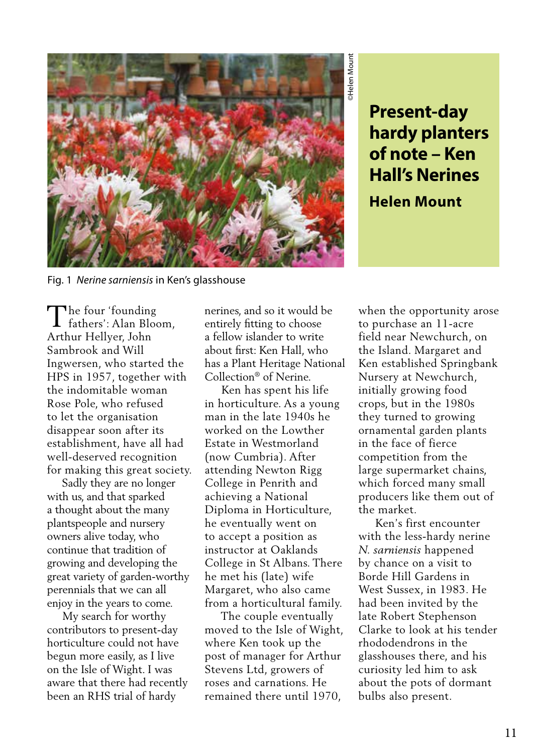# Present-day hardy planters of note – Ken Hall's Nerines

**Helen Mount**

Fig. 1 *Nerine sarniensis* in Ken's glasshouse

The four 'founding fathers': Alan Bloom, Arthur Hellyer, John Sambrook and Will Ingwersen, who started the HPS in 1957, together with the indomitable woman Rose Pole, who refused to let the organisation disappear soon after its establishment, have all had well-deserved recognition for making this great society.

Sadly they are no longer with us, and that sparked a thought about the many plantspeople and nursery owners alive today, who continue that tradition of growing and developing the great variety of garden-worthy perennials that we can all enjoy in the years to come.

My search for worthy contributors to present-day horticulture could not have begun more easily, as I live on the Isle of Wight. I was aware that there had recently been an RHS trial of hardy nerines, and so it would be entirely fitting to choose a fellow islander to write about first: Ken Hall, who has a Plant Heritage National Collection® of Nerine.

Ken has spent his life in horticulture. As a young man in the late 1940s he worked on the Lowther Estate in Westmorland (now Cumbria). After attending Newton Rigg College in Penrith and achieving a National Diploma in Horticulture, he eventually went on to accept a position as instructor at Oaklands College in St Albans. There he met his (late) wife Margaret, who also came from a horticultural family.

The couple eventually moved to the Isle of Wight, where Ken took up the post of manager for Arthur Stevens Ltd, growers of roses and carnations. He remained there until 1970, when the opportunity arose to purchase an 11-acre field near Newchurch, on the Island. Margaret and Ken established Springbank Nursery at Newchurch, initially growing food crops, but in the 1980s they turned to growing ornamental garden plants in the face of fierce competition from the large supermarket chains, which forced many small producers like them out of the market.

Ken's first encounter with the less-hardy nerine *N. sarniensis* happened by chance on a visit to Borde Hill Gardens in West Sussex, in 1983. He had been invited by the late Robert Stephenson Clarke to look at his tender rhododendrons in the glasshouses there, and his curiosity led him to ask about the pots of dormant bulbs also present.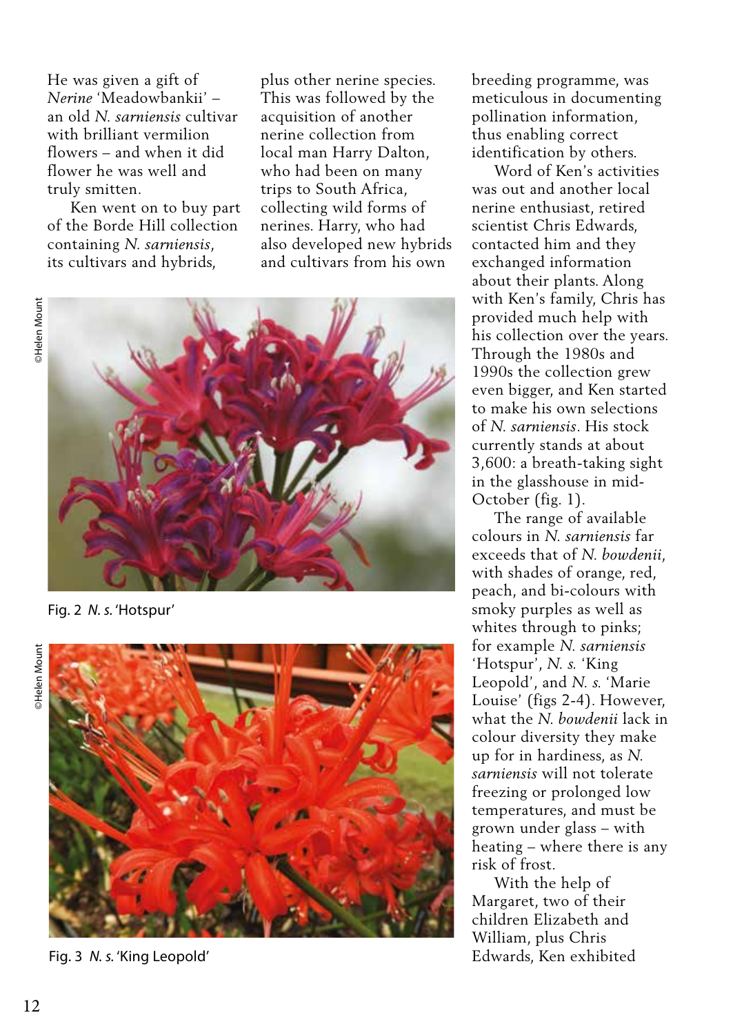He was given a gift of *Nerine* 'Meadowbankii' – an old *N. sarniensis* cultivar with brilliant vermilion flowers – and when it did flower he was well and truly smitten.

Ken went on to buy part of the Borde Hill collection containing *N. sarniensis*, its cultivars and hybrids, plus other nerine species. This was followed by the acquisition of another nerine collection from local man Harry Dalton, who had been on many trips to South Africa, collecting wild forms of nerines. Harry, who had also developed new hybrids and cultivars from his own breeding programme, was meticulous in documenting pollination information, thus enabling correct identification by others.

Word of Ken's activities was out and another local nerine enthusiast, retired scientist Chris Edwards, contacted him and they exchanged information about their plants. Along with Ken's family, Chris has provided much help with his collection over the years. Through the 1980s and 1990s the collection grew even bigger, and Ken started to make his own selections of *N. sarniensis*. His stock currently stands at about 3,600: a breath-taking sight in the glasshouse in mid-October (fig. 1).

©Helen Mount

Fig. 2 *N. s.* 'Hotspur'

©Helen Mount

Fig. 3 *N. s.* 'King Leopold'

The range of available colours in *N. sarniensis* far exceeds that of *N. bowdenii*, with shades of orange, red, peach, and bi-colours with smoky purples as well as whites through to pinks; for example *N. sarniensis* 'Hotspur', *N. s.* 'King Leopold', and *N. s.* 'Marie Louise' (figs 2-4). However, what the *N. bowdenii* lack in colour diversity they make up for in hardiness, as *N. sarniensis* will not tolerate freezing or prolonged low temperatures, and must be grown under glass – with heating – where there is any risk of frost.

With the help of Margaret, two of their children Elizabeth and William, plus Chris Edwards, Ken exhibited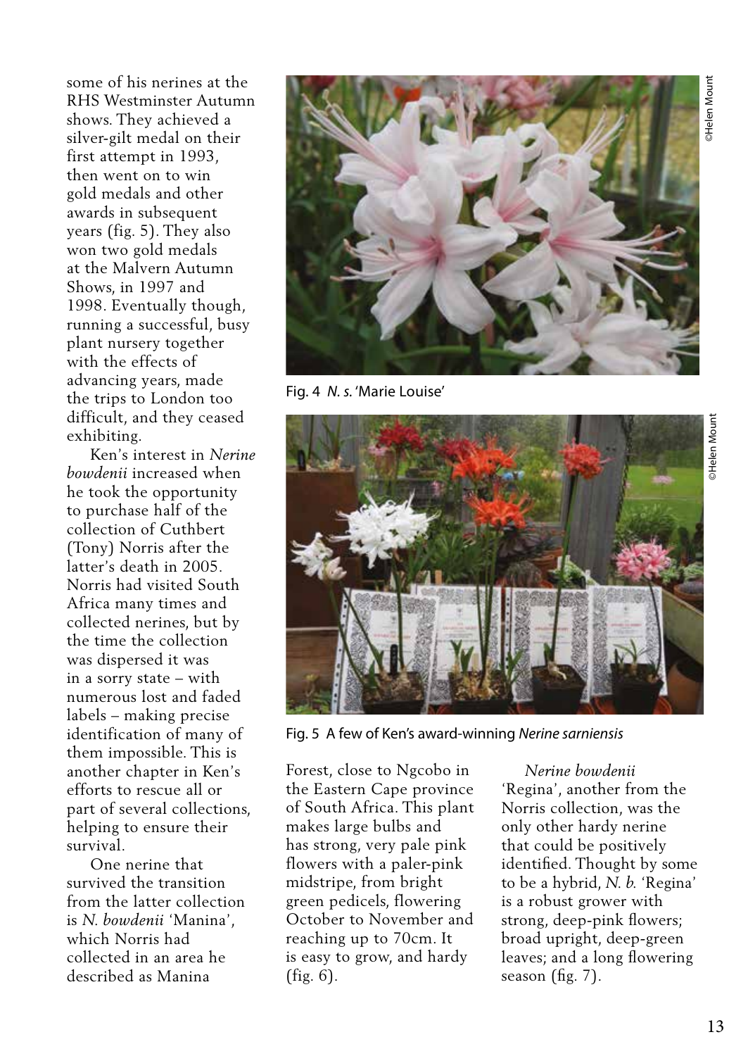some of his nerines at the RHS Westminster Autumn shows. They achieved a silver-gilt medal on their first attempt in 1993, then went on to win gold medals and other awards in subsequent years (fig. 5). They also won two gold medals at the Malvern Autumn Shows, in 1997 and 1998. Eventually though, running a successful, busy plant nursery together with the effects of advancing years, made the trips to London too difficult, and they ceased exhibiting.

Ken's interest in *Nerine bowdenii* increased when he took the opportunity to purchase half of the collection of Cuthbert (Tony) Norris after the latter's death in 2005. Norris had visited South Africa many times and collected nerines, but by the time the collection was dispersed it was in a sorry state – with numerous lost and faded labels – making precise identification of many of them impossible. This is another chapter in Ken's efforts to rescue all or part of several collections, helping to ensure their survival.

One nerine that survived the transition from the latter collection is *N. bowdenii* 'Manina', which Norris had collected in an area he described as Manina Forest, close to Ngcobo in the Eastern Cape province of South Africa. This plant makes large bulbs and has strong, very pale pink flowers with a paler-pink midstripe, from bright green pedicels, flowering October to November and reaching up to 70cm. It is easy to grow, and hardy (fig. 6).

*Nerine bowdenii* 'Regina', another from the Norris collection, was the only other hardy nerine that could be positively identified. Thought by some to be a hybrid, *N. b.* 'Regina' is a robust grower with strong, deep-pink flowers; broad upright, deep-green leaves; and a long flowering season (fig. 7).

©Helen Mount

Fig. 4 *N. s.* 'Marie Louise'

©Helen Mount

Fig. 5 A few of Ken's award-winning *Nerine sarniensis*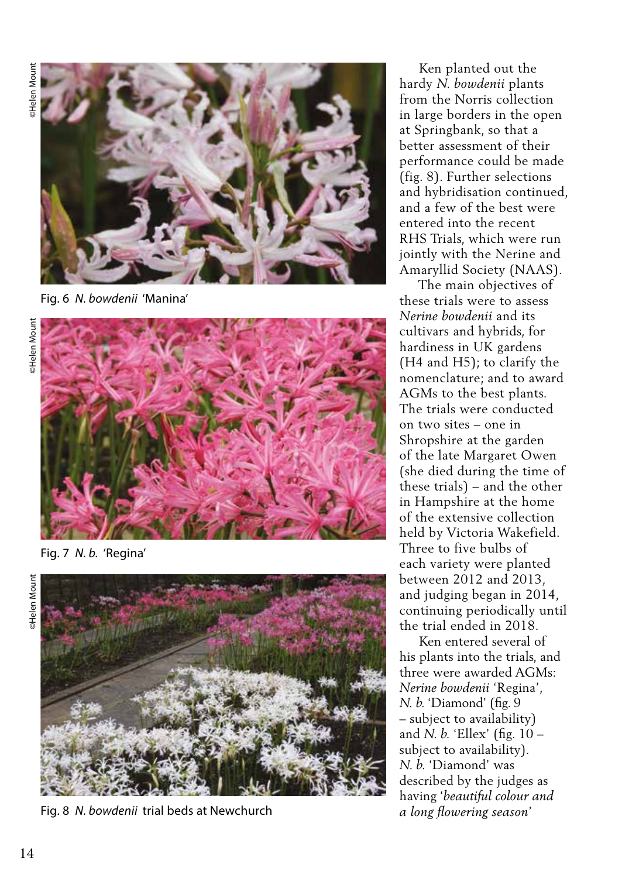©Helen Mount

Fig. 6 *N. bowdenii* 'Manina'

©Helen Mount

Fig. 7 *N. b.* 'Regina'

©Helen Mount

Fig. 8 *N. bowdenii* trial beds at Newchurch

Ken planted out the hardy *N. bowdenii* plants from the Norris collection in large borders in the open at Springbank, so that a better assessment of their performance could be made (fig. 8). Further selections and hybridisation continued, and a few of the best were entered into the recent RHS Trials, which were run jointly with the Nerine and Amaryllid Society (NAAS).

The main objectives of these trials were to assess *Nerine bowdenii* and its cultivars and hybrids, for hardiness in UK gardens (H4 and H5); to clarify the nomenclature; and to award AGMs to the best plants. The trials were conducted on two sites – one in Shropshire at the garden of the late Margaret Owen (she died during the time of these trials) – and the other in Hampshire at the home of the extensive collection held by Victoria Wakefield. Three to five bulbs of each variety were planted between 2012 and 2013, and judging began in 2014, continuing periodically until the trial ended in 2018.

Ken entered several of his plants into the trials, and three were awarded AGMs: *Nerine bowdenii* 'Regina', *N. b.* 'Diamond' (fig. 9 – subject to availability) and *N. b.* 'Ellex' (fig. 10 – subject to availability). *N. b.* 'Diamond' was described by the judges as having '*beautiful colour and a long flowering season*'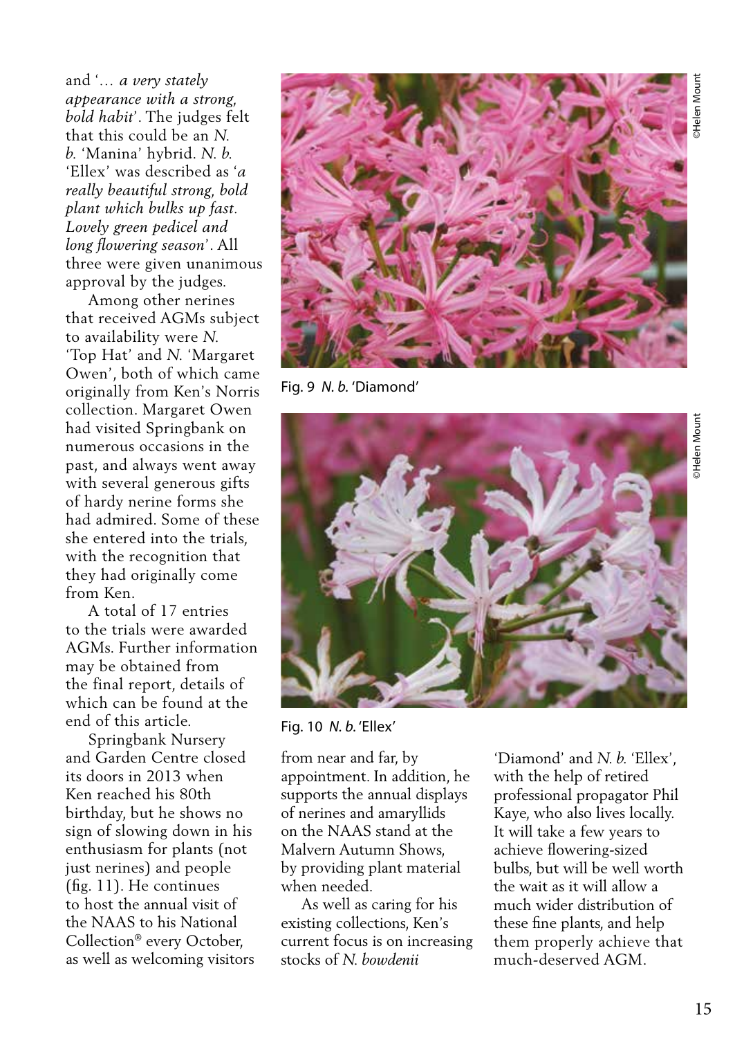and '*… a very stately appearance with a strong, bold habit*'. The judges felt that this could be an *N. b.* 'Manina' hybrid. *N. b.* 'Ellex' was described as '*a really beautiful strong, bold plant which bulks up fast. Lovely green pedicel and long flowering season*'. All three were given unanimous approval by the judges.

Among other nerines that received AGMs subject to availability were *N.* 'Top Hat' and *N.* 'Margaret Owen', both of which came originally from Ken's Norris collection. Margaret Owen had visited Springbank on numerous occasions in the past, and always went away with several generous gifts of hardy nerine forms she had admired. Some of these she entered into the trials, with the recognition that they had originally come from Ken.

A total of 17 entries to the trials were awarded AGMs. Further information may be obtained from the final report, details of which can be found at the end of this article.

Springbank Nursery and Garden Centre closed its doors in 2013 when Ken reached his 80th birthday, but he shows no sign of slowing down in his enthusiasm for plants (not just nerines) and people (fig. 11). He continues to host the annual visit of the NAAS to his National Collection® every October, as well as welcoming visitors from near and far, by appointment. In addition, he supports the annual displays of nerines and amaryllids on the NAAS stand at the Malvern Autumn Shows, by providing plant material when needed.

As well as caring for his existing collections, Ken's current focus is on increasing stocks of *N. bowdenii* 'Diamond' and *N. b.* 'Ellex', with the help of retired professional propagator Phil Kaye, who also lives locally. It will take a few years to achieve flowering-sized bulbs, but will be well worth the wait as it will allow a much wider distribution of these fine plants, and help them properly achieve that much-deserved AGM.

©Helen Mount

Fig. 9 *N. b.* 'Diamond'

©Helen Mount

Fig. 10 *N. b.* 'Ellex'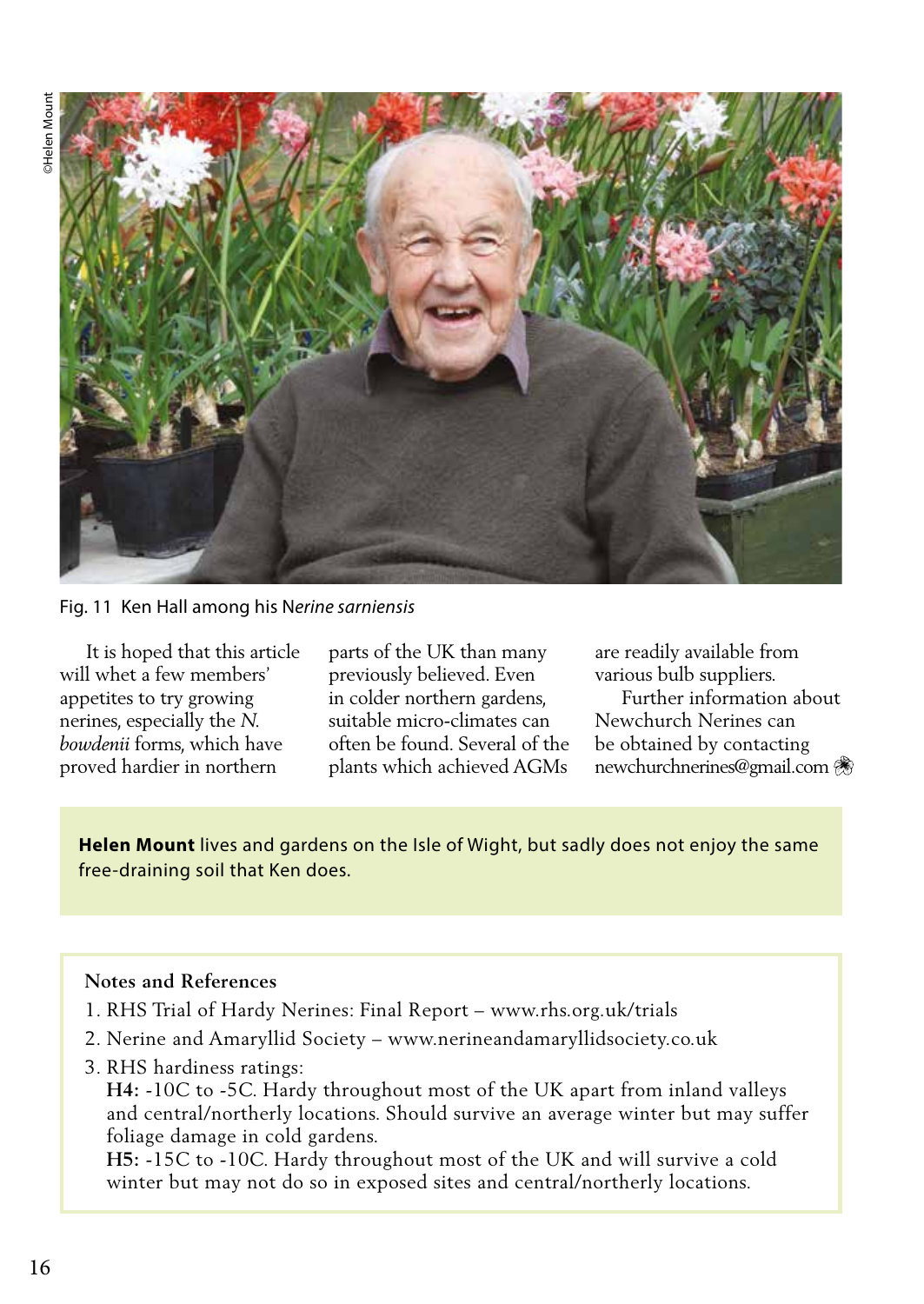©Helen Mount

Fig. 11 Ken Hall among his N*erine sarniensis*

It is hoped that this article will whet a few members' appetites to try growing nerines, especially the *N. bowdenii* forms, which have proved hardier in northern parts of the UK than many previously believed. Even in colder northern gardens, suitable micro-climates can often be found. Several of the plants which achieved AGMs are readily available from various bulb suppliers.

Further information about Newchurch Nerines can be obtained by contacting newchurchnerines@gmail.com

**Helen Mount** lives and gardens on the Isle of Wight, but sadly does not enjoy the same free-draining soil that Ken does.

### Notes and References

1. RHS Trial of Hardy Nerines: Final Report – www.rhs.org.uk/trials
2. Nerine and Amaryllid Society – www.nerineandamaryllidsociety.co.uk
3. RHS hardiness ratings:
   **H4:** -10C to -5C. Hardy throughout most of the UK apart from inland valleys and central/northerly locations. Should survive an average winter but may suffer foliage damage in cold gardens.
   **H5:** -15C to -10C. Hardy throughout most of the UK and will survive a cold winter but may not do so in exposed sites and central/northerly locations.